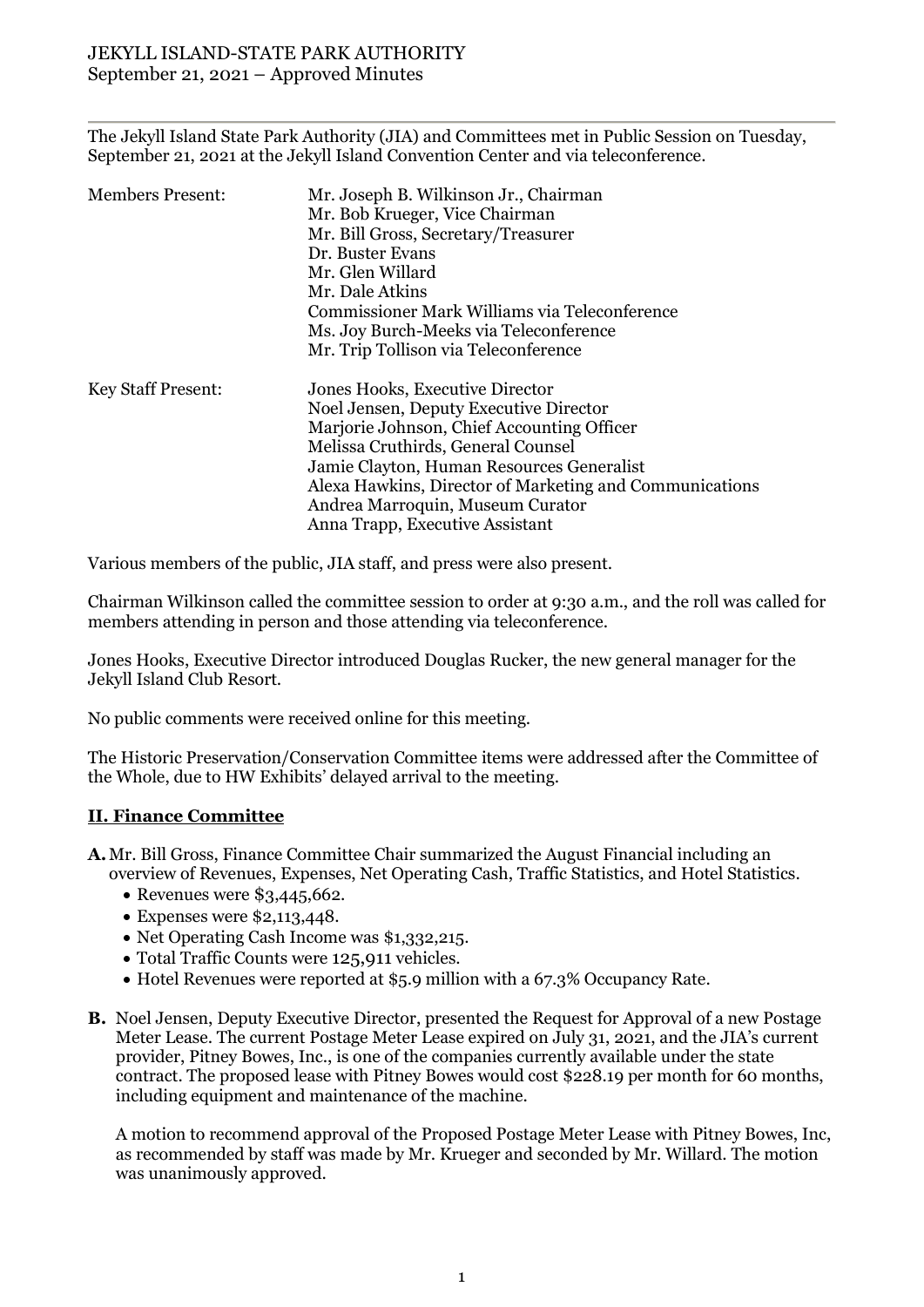# JEKYLL ISLAND-STATE PARK AUTHORITY
September 21, 2021 – Approved Minutes

The Jekyll Island State Park Authority (JIA) and Committees met in Public Session on Tuesday, September 21, 2021 at the Jekyll Island Convention Center and via teleconference.

| | |
|---|---|
| Members Present: | Mr. Joseph B. Wilkinson Jr., Chairman<br>Mr. Bob Krueger, Vice Chairman<br>Mr. Bill Gross, Secretary/Treasurer<br>Dr. Buster Evans<br>Mr. Glen Willard<br>Mr. Dale Atkins<br>Commissioner Mark Williams via Teleconference<br>Ms. Joy Burch-Meeks via Teleconference<br>Mr. Trip Tollison via Teleconference |
| Key Staff Present: | Jones Hooks, Executive Director<br>Noel Jensen, Deputy Executive Director<br>Marjorie Johnson, Chief Accounting Officer<br>Melissa Cruthirds, General Counsel<br>Jamie Clayton, Human Resources Generalist<br>Alexa Hawkins, Director of Marketing and Communications<br>Andrea Marroquin, Museum Curator<br>Anna Trapp, Executive Assistant |

Various members of the public, JIA staff, and press were also present.

Chairman Wilkinson called the committee session to order at 9:30 a.m., and the roll was called for members attending in person and those attending via teleconference.

Jones Hooks, Executive Director introduced Douglas Rucker, the new general manager for the Jekyll Island Club Resort.

No public comments were received online for this meeting.

The Historic Preservation/Conservation Committee items were addressed after the Committee of the Whole, due to HW Exhibits' delayed arrival to the meeting.

## II. Finance Committee

**A.** Mr. Bill Gross, Finance Committee Chair summarized the August Financial including an overview of Revenues, Expenses, Net Operating Cash, Traffic Statistics, and Hotel Statistics.

- Revenues were $3,445,662.
- Expenses were $2,113,448.
- Net Operating Cash Income was $1,332,215.
- Total Traffic Counts were 125,911 vehicles.
- Hotel Revenues were reported at $5.9 million with a 67.3% Occupancy Rate.

**B.** Noel Jensen, Deputy Executive Director, presented the Request for Approval of a new Postage Meter Lease. The current Postage Meter Lease expired on July 31, 2021, and the JIA's current provider, Pitney Bowes, Inc., is one of the companies currently available under the state contract. The proposed lease with Pitney Bowes would cost $228.19 per month for 60 months, including equipment and maintenance of the machine.

A motion to recommend approval of the Proposed Postage Meter Lease with Pitney Bowes, Inc, as recommended by staff was made by Mr. Krueger and seconded by Mr. Willard. The motion was unanimously approved.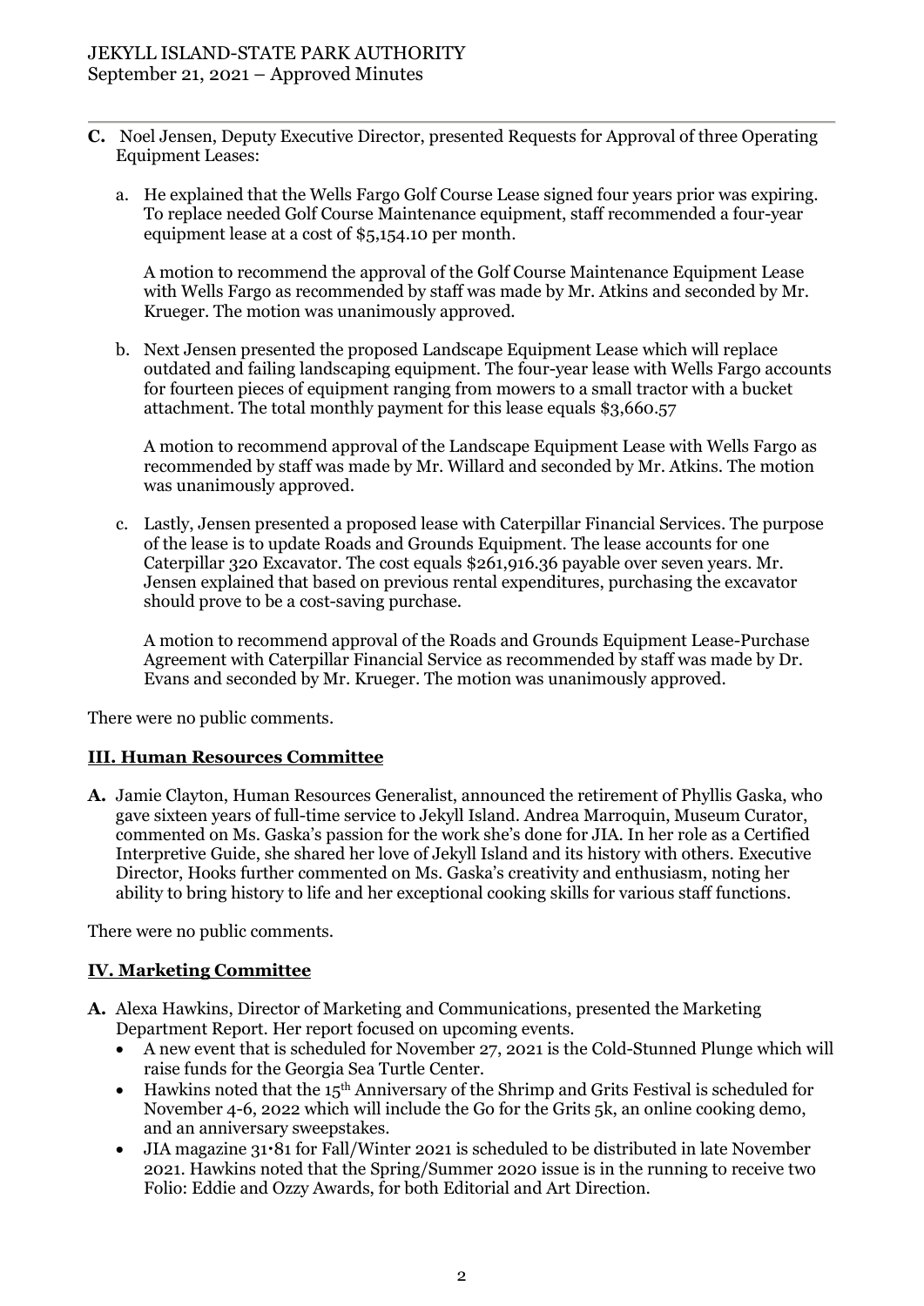**C.** Noel Jensen, Deputy Executive Director, presented Requests for Approval of three Operating Equipment Leases:

a. He explained that the Wells Fargo Golf Course Lease signed four years prior was expiring. To replace needed Golf Course Maintenance equipment, staff recommended a four-year equipment lease at a cost of $5,154.10 per month.

   A motion to recommend the approval of the Golf Course Maintenance Equipment Lease with Wells Fargo as recommended by staff was made by Mr. Atkins and seconded by Mr. Krueger. The motion was unanimously approved.

b. Next Jensen presented the proposed Landscape Equipment Lease which will replace outdated and failing landscaping equipment. The four-year lease with Wells Fargo accounts for fourteen pieces of equipment ranging from mowers to a small tractor with a bucket attachment. The total monthly payment for this lease equals $3,660.57

   A motion to recommend approval of the Landscape Equipment Lease with Wells Fargo as recommended by staff was made by Mr. Willard and seconded by Mr. Atkins. The motion was unanimously approved.

c. Lastly, Jensen presented a proposed lease with Caterpillar Financial Services. The purpose of the lease is to update Roads and Grounds Equipment. The lease accounts for one Caterpillar 320 Excavator. The cost equals $261,916.36 payable over seven years. Mr. Jensen explained that based on previous rental expenditures, purchasing the excavator should prove to be a cost-saving purchase.

   A motion to recommend approval of the Roads and Grounds Equipment Lease-Purchase Agreement with Caterpillar Financial Service as recommended by staff was made by Dr. Evans and seconded by Mr. Krueger. The motion was unanimously approved.

There were no public comments.

## III. Human Resources Committee

**A.** Jamie Clayton, Human Resources Generalist, announced the retirement of Phyllis Gaska, who gave sixteen years of full-time service to Jekyll Island. Andrea Marroquin, Museum Curator, commented on Ms. Gaska's passion for the work she's done for JIA. In her role as a Certified Interpretive Guide, she shared her love of Jekyll Island and its history with others. Executive Director, Hooks further commented on Ms. Gaska's creativity and enthusiasm, noting her ability to bring history to life and her exceptional cooking skills for various staff functions.

There were no public comments.

## IV. Marketing Committee

**A.** Alexa Hawkins, Director of Marketing and Communications, presented the Marketing Department Report. Her report focused on upcoming events.

- A new event that is scheduled for November 27, 2021 is the Cold-Stunned Plunge which will raise funds for the Georgia Sea Turtle Center.
- Hawkins noted that the 15th Anniversary of the Shrimp and Grits Festival is scheduled for November 4-6, 2022 which will include the Go for the Grits 5k, an online cooking demo, and an anniversary sweepstakes.
- JIA magazine 31•81 for Fall/Winter 2021 is scheduled to be distributed in late November 2021. Hawkins noted that the Spring/Summer 2020 issue is in the running to receive two Folio: Eddie and Ozzy Awards, for both Editorial and Art Direction.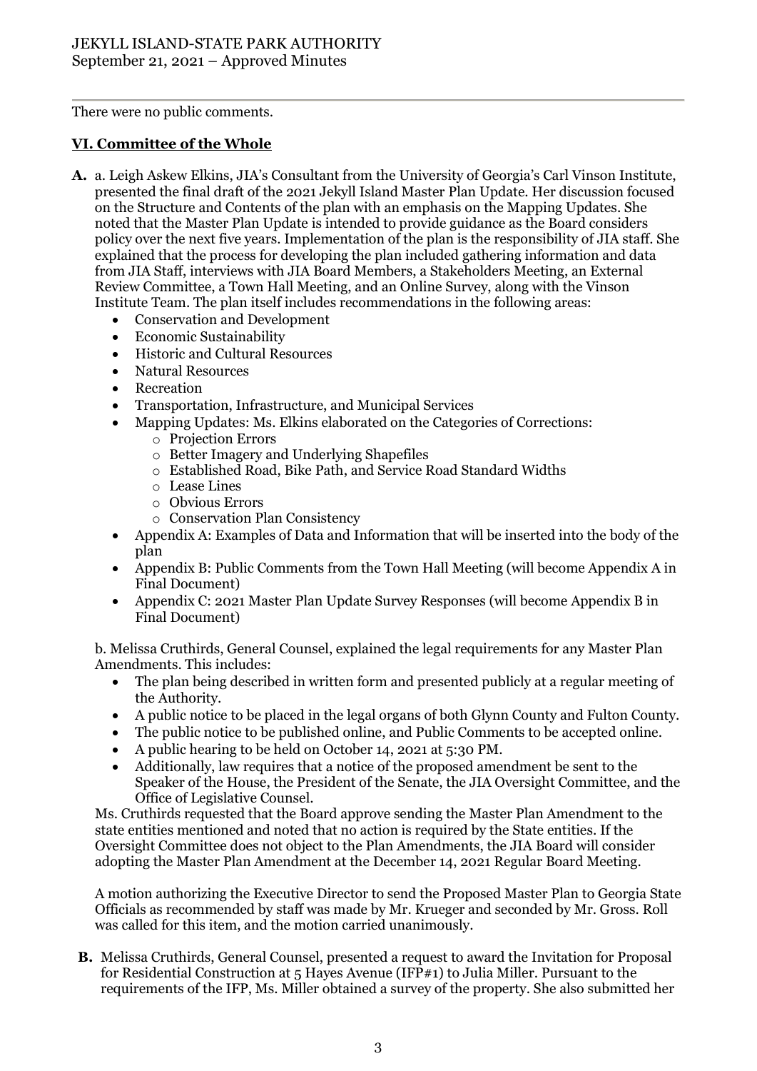There were no public comments.

## VI. Committee of the Whole

**A.** a. Leigh Askew Elkins, JIA's Consultant from the University of Georgia's Carl Vinson Institute, presented the final draft of the 2021 Jekyll Island Master Plan Update. Her discussion focused on the Structure and Contents of the plan with an emphasis on the Mapping Updates. She noted that the Master Plan Update is intended to provide guidance as the Board considers policy over the next five years. Implementation of the plan is the responsibility of JIA staff. She explained that the process for developing the plan included gathering information and data from JIA Staff, interviews with JIA Board Members, a Stakeholders Meeting, an External Review Committee, a Town Hall Meeting, and an Online Survey, along with the Vinson Institute Team. The plan itself includes recommendations in the following areas:

- Conservation and Development
- Economic Sustainability
- Historic and Cultural Resources
- Natural Resources
- Recreation
- Transportation, Infrastructure, and Municipal Services
- Mapping Updates: Ms. Elkins elaborated on the Categories of Corrections:
  - Projection Errors
  - Better Imagery and Underlying Shapefiles
  - Established Road, Bike Path, and Service Road Standard Widths
  - Lease Lines
  - Obvious Errors
  - Conservation Plan Consistency
- Appendix A: Examples of Data and Information that will be inserted into the body of the plan
- Appendix B: Public Comments from the Town Hall Meeting (will become Appendix A in Final Document)
- Appendix C: 2021 Master Plan Update Survey Responses (will become Appendix B in Final Document)

b. Melissa Cruthirds, General Counsel, explained the legal requirements for any Master Plan Amendments. This includes:

- The plan being described in written form and presented publicly at a regular meeting of the Authority.
- A public notice to be placed in the legal organs of both Glynn County and Fulton County.
- The public notice to be published online, and Public Comments to be accepted online.
- A public hearing to be held on October 14, 2021 at 5:30 PM.
- Additionally, law requires that a notice of the proposed amendment be sent to the Speaker of the House, the President of the Senate, the JIA Oversight Committee, and the Office of Legislative Counsel.

Ms. Cruthirds requested that the Board approve sending the Master Plan Amendment to the state entities mentioned and noted that no action is required by the State entities. If the Oversight Committee does not object to the Plan Amendments, the JIA Board will consider adopting the Master Plan Amendment at the December 14, 2021 Regular Board Meeting.

A motion authorizing the Executive Director to send the Proposed Master Plan to Georgia State Officials as recommended by staff was made by Mr. Krueger and seconded by Mr. Gross. Roll was called for this item, and the motion carried unanimously.

**B.** Melissa Cruthirds, General Counsel, presented a request to award the Invitation for Proposal for Residential Construction at 5 Hayes Avenue (IFP#1) to Julia Miller. Pursuant to the requirements of the IFP, Ms. Miller obtained a survey of the property. She also submitted her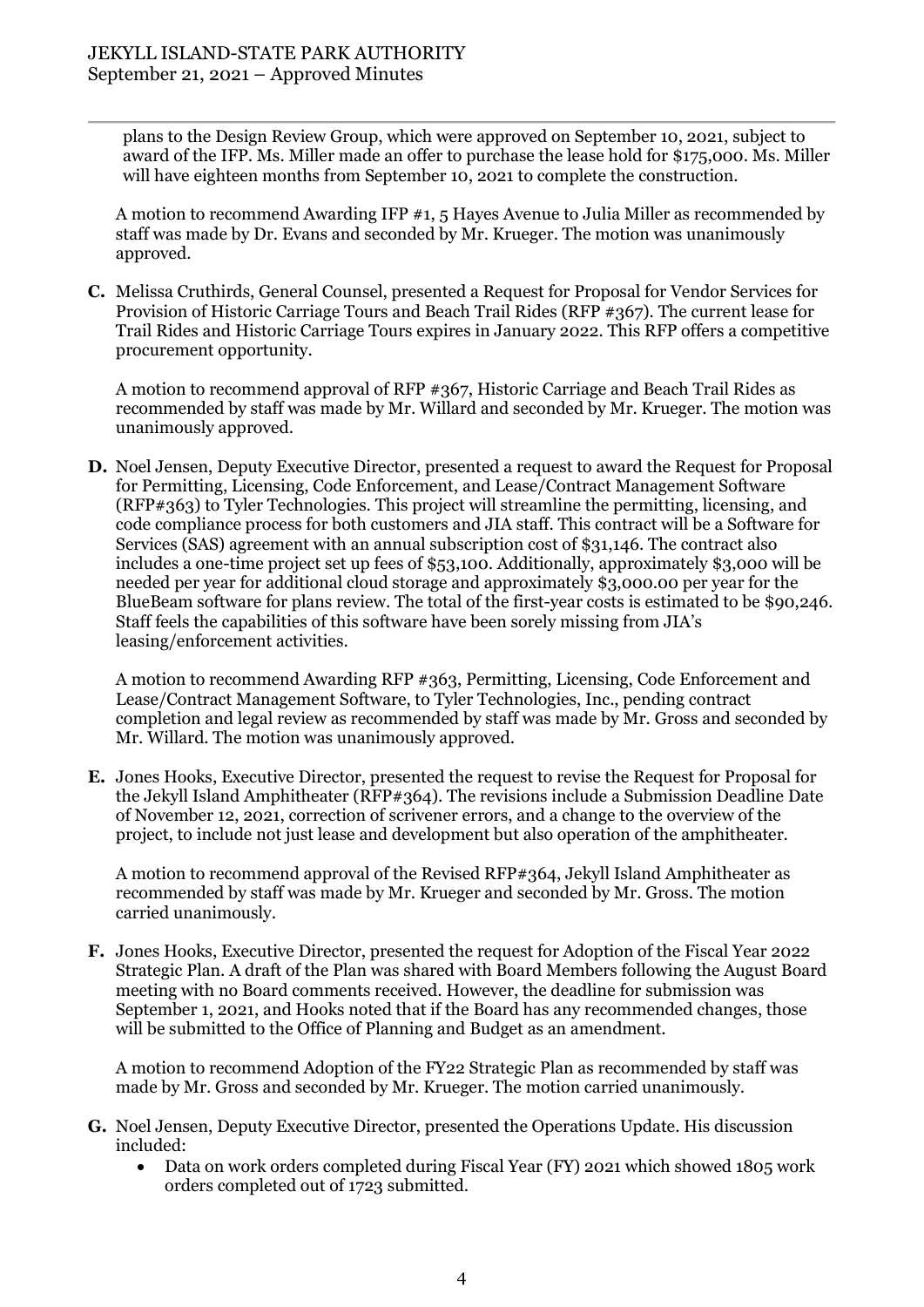plans to the Design Review Group, which were approved on September 10, 2021, subject to award of the IFP. Ms. Miller made an offer to purchase the lease hold for $175,000. Ms. Miller will have eighteen months from September 10, 2021 to complete the construction.

A motion to recommend Awarding IFP #1, 5 Hayes Avenue to Julia Miller as recommended by staff was made by Dr. Evans and seconded by Mr. Krueger. The motion was unanimously approved.

**C.** Melissa Cruthirds, General Counsel, presented a Request for Proposal for Vendor Services for Provision of Historic Carriage Tours and Beach Trail Rides (RFP #367). The current lease for Trail Rides and Historic Carriage Tours expires in January 2022. This RFP offers a competitive procurement opportunity.

A motion to recommend approval of RFP #367, Historic Carriage and Beach Trail Rides as recommended by staff was made by Mr. Willard and seconded by Mr. Krueger. The motion was unanimously approved.

**D.** Noel Jensen, Deputy Executive Director, presented a request to award the Request for Proposal for Permitting, Licensing, Code Enforcement, and Lease/Contract Management Software (RFP#363) to Tyler Technologies. This project will streamline the permitting, licensing, and code compliance process for both customers and JIA staff. This contract will be a Software for Services (SAS) agreement with an annual subscription cost of $31,146. The contract also includes a one-time project set up fees of $53,100. Additionally, approximately $3,000 will be needed per year for additional cloud storage and approximately $3,000.00 per year for the BlueBeam software for plans review. The total of the first-year costs is estimated to be $90,246. Staff feels the capabilities of this software have been sorely missing from JIA's leasing/enforcement activities.

A motion to recommend Awarding RFP #363, Permitting, Licensing, Code Enforcement and Lease/Contract Management Software, to Tyler Technologies, Inc., pending contract completion and legal review as recommended by staff was made by Mr. Gross and seconded by Mr. Willard. The motion was unanimously approved.

**E.** Jones Hooks, Executive Director, presented the request to revise the Request for Proposal for the Jekyll Island Amphitheater (RFP#364). The revisions include a Submission Deadline Date of November 12, 2021, correction of scrivener errors, and a change to the overview of the project, to include not just lease and development but also operation of the amphitheater.

A motion to recommend approval of the Revised RFP#364, Jekyll Island Amphitheater as recommended by staff was made by Mr. Krueger and seconded by Mr. Gross. The motion carried unanimously.

**F.** Jones Hooks, Executive Director, presented the request for Adoption of the Fiscal Year 2022 Strategic Plan. A draft of the Plan was shared with Board Members following the August Board meeting with no Board comments received. However, the deadline for submission was September 1, 2021, and Hooks noted that if the Board has any recommended changes, those will be submitted to the Office of Planning and Budget as an amendment.

A motion to recommend Adoption of the FY22 Strategic Plan as recommended by staff was made by Mr. Gross and seconded by Mr. Krueger. The motion carried unanimously.

**G.** Noel Jensen, Deputy Executive Director, presented the Operations Update. His discussion included:

- Data on work orders completed during Fiscal Year (FY) 2021 which showed 1805 work orders completed out of 1723 submitted.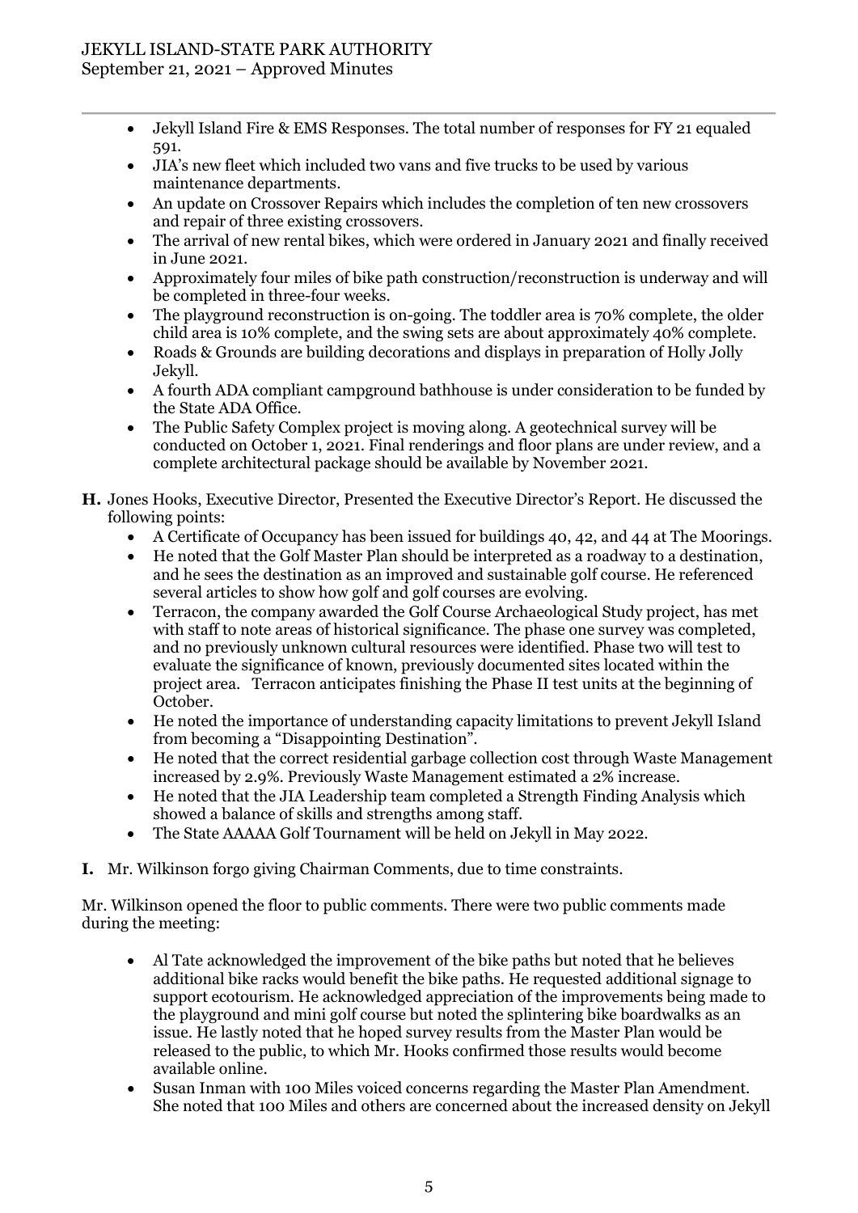- Jekyll Island Fire & EMS Responses. The total number of responses for FY 21 equaled 591.
- JIA's new fleet which included two vans and five trucks to be used by various maintenance departments.
- An update on Crossover Repairs which includes the completion of ten new crossovers and repair of three existing crossovers.
- The arrival of new rental bikes, which were ordered in January 2021 and finally received in June 2021.
- Approximately four miles of bike path construction/reconstruction is underway and will be completed in three-four weeks.
- The playground reconstruction is on-going. The toddler area is 70% complete, the older child area is 10% complete, and the swing sets are about approximately 40% complete.
- Roads & Grounds are building decorations and displays in preparation of Holly Jolly Jekyll.
- A fourth ADA compliant campground bathhouse is under consideration to be funded by the State ADA Office.
- The Public Safety Complex project is moving along. A geotechnical survey will be conducted on October 1, 2021. Final renderings and floor plans are under review, and a complete architectural package should be available by November 2021.

**H.** Jones Hooks, Executive Director, Presented the Executive Director's Report. He discussed the following points:

- A Certificate of Occupancy has been issued for buildings 40, 42, and 44 at The Moorings.
- He noted that the Golf Master Plan should be interpreted as a roadway to a destination, and he sees the destination as an improved and sustainable golf course. He referenced several articles to show how golf and golf courses are evolving.
- Terracon, the company awarded the Golf Course Archaeological Study project, has met with staff to note areas of historical significance. The phase one survey was completed, and no previously unknown cultural resources were identified. Phase two will test to evaluate the significance of known, previously documented sites located within the project area. Terracon anticipates finishing the Phase II test units at the beginning of October.
- He noted the importance of understanding capacity limitations to prevent Jekyll Island from becoming a "Disappointing Destination".
- He noted that the correct residential garbage collection cost through Waste Management increased by 2.9%. Previously Waste Management estimated a 2% increase.
- He noted that the JIA Leadership team completed a Strength Finding Analysis which showed a balance of skills and strengths among staff.
- The State AAAAA Golf Tournament will be held on Jekyll in May 2022.

**I.** Mr. Wilkinson forgo giving Chairman Comments, due to time constraints.

Mr. Wilkinson opened the floor to public comments. There were two public comments made during the meeting:

- Al Tate acknowledged the improvement of the bike paths but noted that he believes additional bike racks would benefit the bike paths. He requested additional signage to support ecotourism. He acknowledged appreciation of the improvements being made to the playground and mini golf course but noted the splintering bike boardwalks as an issue. He lastly noted that he hoped survey results from the Master Plan would be released to the public, to which Mr. Hooks confirmed those results would become available online.
- Susan Inman with 100 Miles voiced concerns regarding the Master Plan Amendment. She noted that 100 Miles and others are concerned about the increased density on Jekyll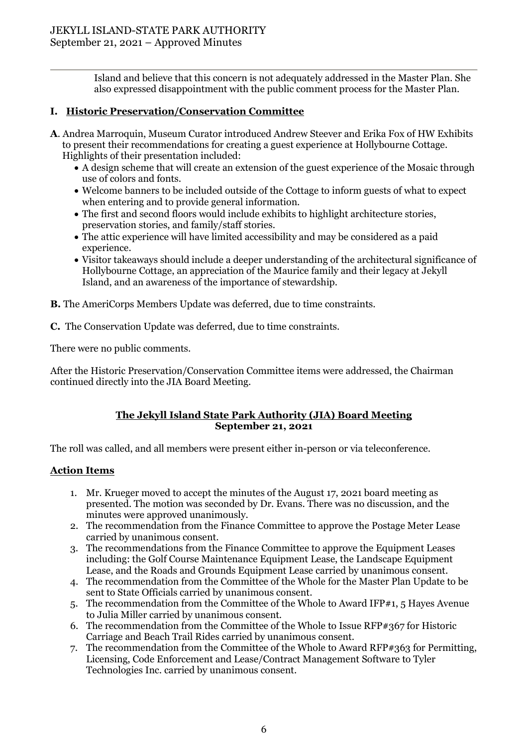Island and believe that this concern is not adequately addressed in the Master Plan. She also expressed disappointment with the public comment process for the Master Plan.

## I. Historic Preservation/Conservation Committee

**A**. Andrea Marroquin, Museum Curator introduced Andrew Steever and Erika Fox of HW Exhibits to present their recommendations for creating a guest experience at Hollybourne Cottage. Highlights of their presentation included:

- A design scheme that will create an extension of the guest experience of the Mosaic through use of colors and fonts.
- Welcome banners to be included outside of the Cottage to inform guests of what to expect when entering and to provide general information.
- The first and second floors would include exhibits to highlight architecture stories, preservation stories, and family/staff stories.
- The attic experience will have limited accessibility and may be considered as a paid experience.
- Visitor takeaways should include a deeper understanding of the architectural significance of Hollybourne Cottage, an appreciation of the Maurice family and their legacy at Jekyll Island, and an awareness of the importance of stewardship.

**B.** The AmeriCorps Members Update was deferred, due to time constraints.

**C.** The Conservation Update was deferred, due to time constraints.

There were no public comments.

After the Historic Preservation/Conservation Committee items were addressed, the Chairman continued directly into the JIA Board Meeting.

## The Jekyll Island State Park Authority (JIA) Board Meeting
**September 21, 2021**

The roll was called, and all members were present either in-person or via teleconference.

### Action Items

1. Mr. Krueger moved to accept the minutes of the August 17, 2021 board meeting as presented. The motion was seconded by Dr. Evans. There was no discussion, and the minutes were approved unanimously.
2. The recommendation from the Finance Committee to approve the Postage Meter Lease carried by unanimous consent.
3. The recommendations from the Finance Committee to approve the Equipment Leases including: the Golf Course Maintenance Equipment Lease, the Landscape Equipment Lease, and the Roads and Grounds Equipment Lease carried by unanimous consent.
4. The recommendation from the Committee of the Whole for the Master Plan Update to be sent to State Officials carried by unanimous consent.
5. The recommendation from the Committee of the Whole to Award IFP#1, 5 Hayes Avenue to Julia Miller carried by unanimous consent.
6. The recommendation from the Committee of the Whole to Issue RFP#367 for Historic Carriage and Beach Trail Rides carried by unanimous consent.
7. The recommendation from the Committee of the Whole to Award RFP#363 for Permitting, Licensing, Code Enforcement and Lease/Contract Management Software to Tyler Technologies Inc. carried by unanimous consent.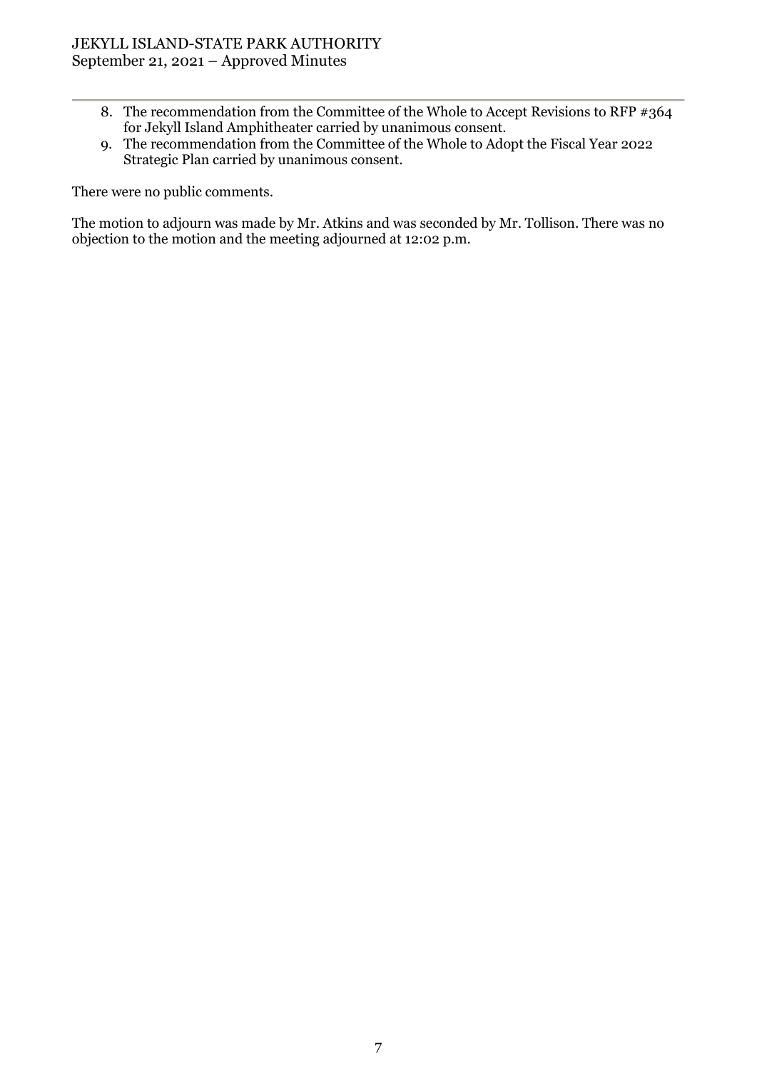8. The recommendation from the Committee of the Whole to Accept Revisions to RFP #364 for Jekyll Island Amphitheater carried by unanimous consent.
9. The recommendation from the Committee of the Whole to Adopt the Fiscal Year 2022 Strategic Plan carried by unanimous consent.

There were no public comments.

The motion to adjourn was made by Mr. Atkins and was seconded by Mr. Tollison. There was no objection to the motion and the meeting adjourned at 12:02 p.m.